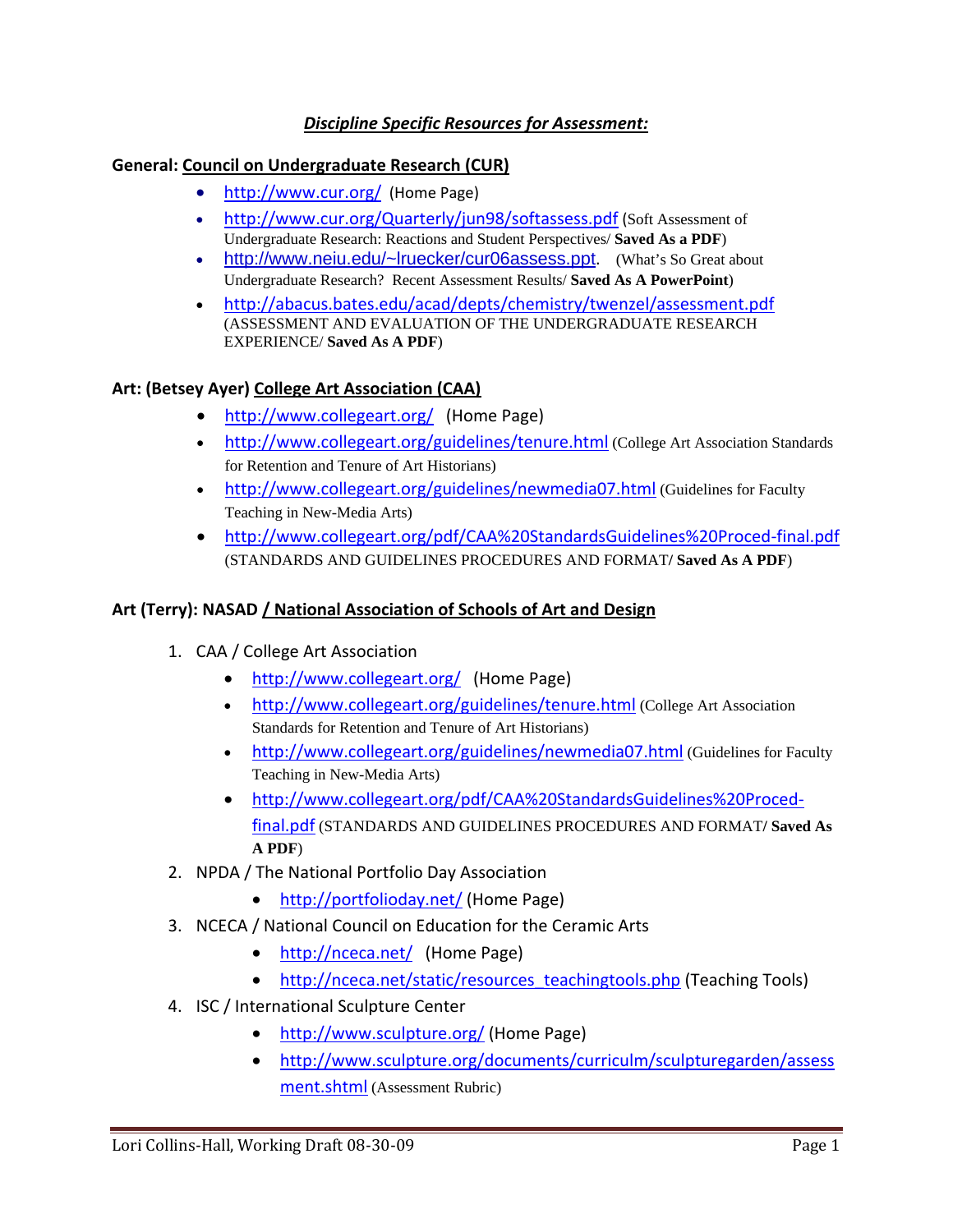## ***Discipline Specific Resources for Assessment:***

**General: Council on Undergraduate Research (CUR)**

- http://www.cur.org/ (Home Page)
- http://www.cur.org/Quarterly/jun98/softassess.pdf (Soft Assessment of Undergraduate Research: Reactions and Student Perspectives/ **Saved As a PDF**)
- http://www.neiu.edu/~lruecker/cur06assess.ppt. (What's So Great about Undergraduate Research? Recent Assessment Results/ **Saved As A PowerPoint**)
- http://abacus.bates.edu/acad/depts/chemistry/twenzel/assessment.pdf (ASSESSMENT AND EVALUATION OF THE UNDERGRADUATE RESEARCH EXPERIENCE/ **Saved As A PDF**)

**Art: (Betsey Ayer) College Art Association (CAA)**

- http://www.collegeart.org/ (Home Page)
- http://www.collegeart.org/guidelines/tenure.html (College Art Association Standards for Retention and Tenure of Art Historians)
- http://www.collegeart.org/guidelines/newmedia07.html (Guidelines for Faculty Teaching in New-Media Arts)
- http://www.collegeart.org/pdf/CAA%20StandardsGuidelines%20Proced-final.pdf (STANDARDS AND GUIDELINES PROCEDURES AND FORMAT/ **Saved As A PDF**)

**Art (Terry): NASAD / National Association of Schools of Art and Design**

1. CAA / College Art Association
   - http://www.collegeart.org/ (Home Page)
   - http://www.collegeart.org/guidelines/tenure.html (College Art Association Standards for Retention and Tenure of Art Historians)
   - http://www.collegeart.org/guidelines/newmedia07.html (Guidelines for Faculty Teaching in New-Media Arts)
   - http://www.collegeart.org/pdf/CAA%20StandardsGuidelines%20Proced-final.pdf (STANDARDS AND GUIDELINES PROCEDURES AND FORMAT/ **Saved As A PDF**)
2. NPDA / The National Portfolio Day Association
   - http://portfolioday.net/ (Home Page)
3. NCECA / National Council on Education for the Ceramic Arts
   - http://nceca.net/ (Home Page)
   - http://nceca.net/static/resources_teachingtools.php (Teaching Tools)
4. ISC / International Sculpture Center
   - http://www.sculpture.org/ (Home Page)
   - http://www.sculpture.org/documents/curriculm/sculpturegarden/assessment.shtml (Assessment Rubric)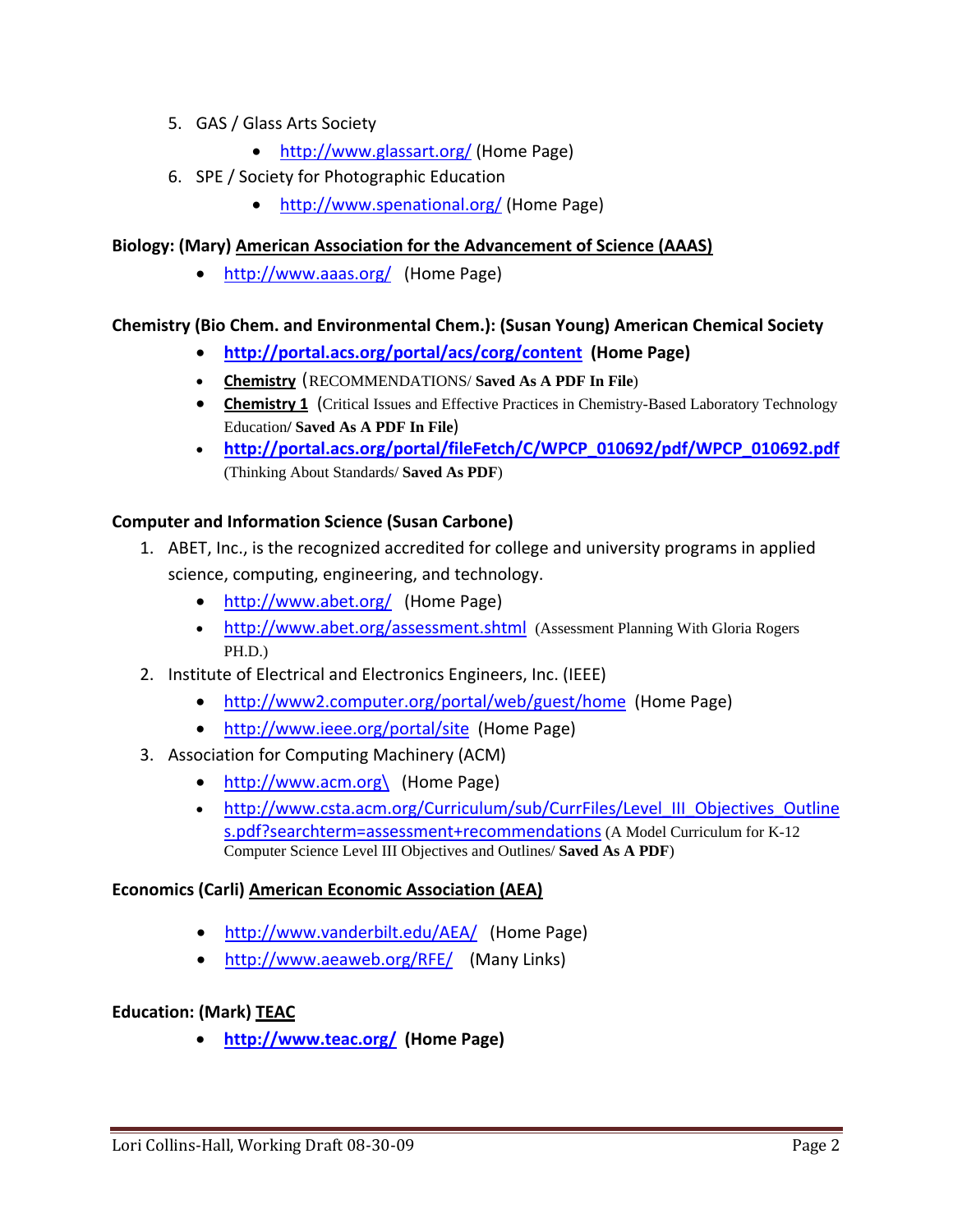5. GAS / Glass Arts Society
    - http://www.glassart.org/ (Home Page)
6. SPE / Society for Photographic Education
    - http://www.spenational.org/ (Home Page)

**Biology: (Mary) American Association for the Advancement of Science (AAAS)**

- http://www.aaas.org/ (Home Page)

**Chemistry (Bio Chem. and Environmental Chem.): (Susan Young) American Chemical Society**

- **http://portal.acs.org/portal/acs/corg/content (Home Page)**
- **Chemistry** (RECOMMENDATIONS/ **Saved As A PDF In File**)
- **Chemistry 1** (Critical Issues and Effective Practices in Chemistry-Based Laboratory Technology Education**/ Saved As A PDF In File**)
- **http://portal.acs.org/portal/fileFetch/C/WPCP_010692/pdf/WPCP_010692.pdf** (Thinking About Standards/ **Saved As PDF**)

**Computer and Information Science (Susan Carbone)**

1. ABET, Inc., is the recognized accredited for college and university programs in applied science, computing, engineering, and technology.
    - http://www.abet.org/ (Home Page)
    - http://www.abet.org/assessment.shtml (Assessment Planning With Gloria Rogers PH.D.)
2. Institute of Electrical and Electronics Engineers, Inc. (IEEE)
    - http://www2.computer.org/portal/web/guest/home (Home Page)
    - http://www.ieee.org/portal/site (Home Page)
3. Association for Computing Machinery (ACM)
    - http://www.acm.org\ (Home Page)
    - http://www.csta.acm.org/Curriculum/sub/CurrFiles/Level_III_Objectives_Outlines.pdf?searchterm=assessment+recommendations (A Model Curriculum for K-12 Computer Science Level III Objectives and Outlines/ **Saved As A PDF**)

**Economics (Carli) American Economic Association (AEA)**

- http://www.vanderbilt.edu/AEA/ (Home Page)
- http://www.aeaweb.org/RFE/ (Many Links)

**Education: (Mark) TEAC**

- **http://www.teac.org/ (Home Page)**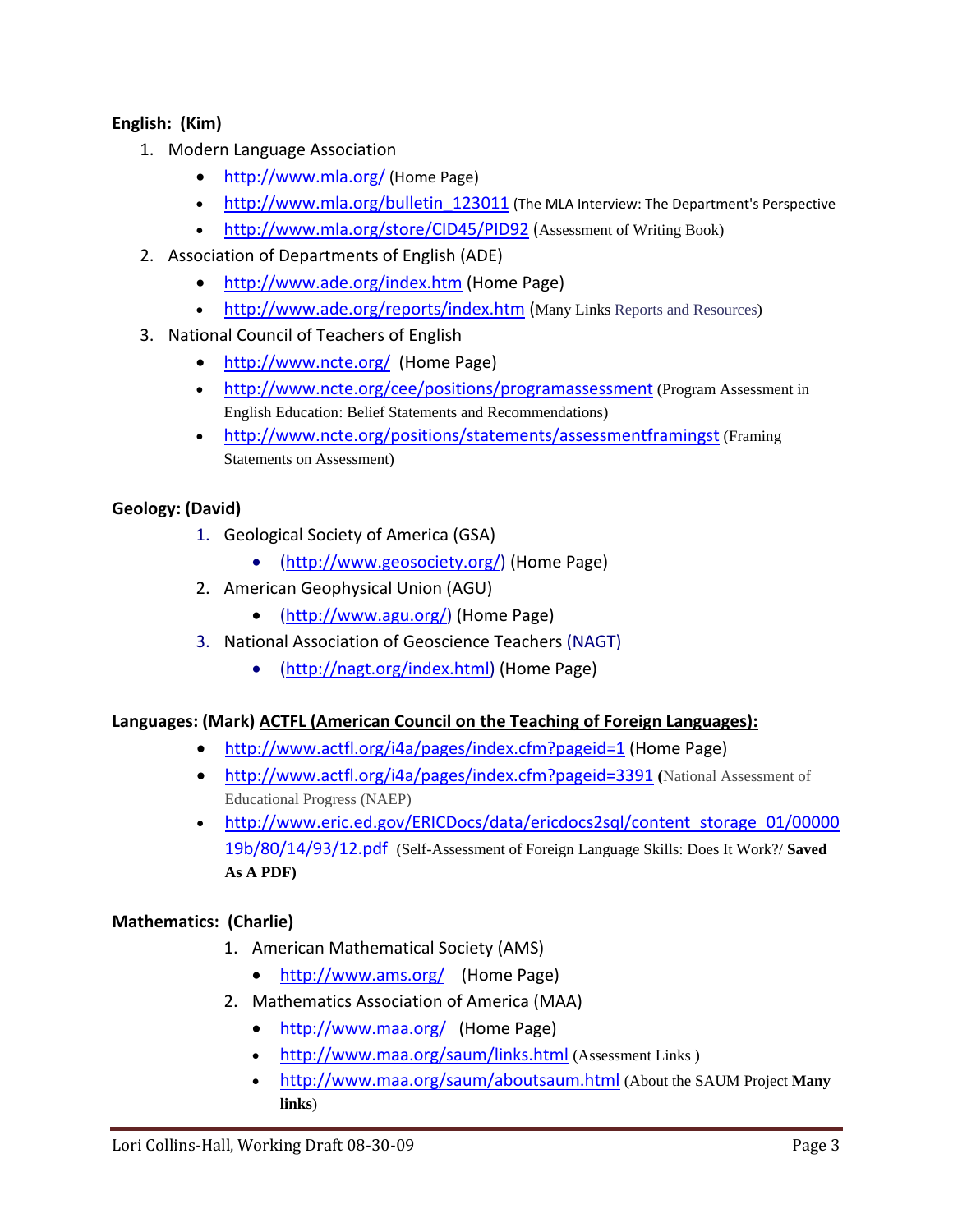**English: (Kim)**

1. Modern Language Association
   - http://www.mla.org/ (Home Page)
   - http://www.mla.org/bulletin_123011 (The MLA Interview: The Department's Perspective
   - http://www.mla.org/store/CID45/PID92 (Assessment of Writing Book)
2. Association of Departments of English (ADE)
   - http://www.ade.org/index.htm (Home Page)
   - http://www.ade.org/reports/index.htm (Many Links Reports and Resources)
3. National Council of Teachers of English
   - http://www.ncte.org/ (Home Page)
   - http://www.ncte.org/cee/positions/programassessment (Program Assessment in English Education: Belief Statements and Recommendations)
   - http://www.ncte.org/positions/statements/assessmentframingst (Framing Statements on Assessment)

**Geology: (David)**

1. Geological Society of America (GSA)
   - (http://www.geosociety.org/) (Home Page)
2. American Geophysical Union (AGU)
   - (http://www.agu.org/) (Home Page)
3. National Association of Geoscience Teachers (NAGT)
   - (http://nagt.org/index.html) (Home Page)

**Languages: (Mark) <u>ACTFL (American Council on the Teaching of Foreign Languages):</u>**

- http://www.actfl.org/i4a/pages/index.cfm?pageid=1 (Home Page)
- http://www.actfl.org/i4a/pages/index.cfm?pageid=3391 (National Assessment of Educational Progress (NAEP)
- http://www.eric.ed.gov/ERICDocs/data/ericdocs2sql/content_storage_01/0000019b/80/14/93/12.pdf (Self-Assessment of Foreign Language Skills: Does It Work?/ **Saved As A PDF)**

**Mathematics: (Charlie)**

1. American Mathematical Society (AMS)
   - http://www.ams.org/ (Home Page)
2. Mathematics Association of America (MAA)
   - http://www.maa.org/ (Home Page)
   - http://www.maa.org/saum/links.html (Assessment Links )
   - http://www.maa.org/saum/aboutsaum.html (About the SAUM Project **Many links**)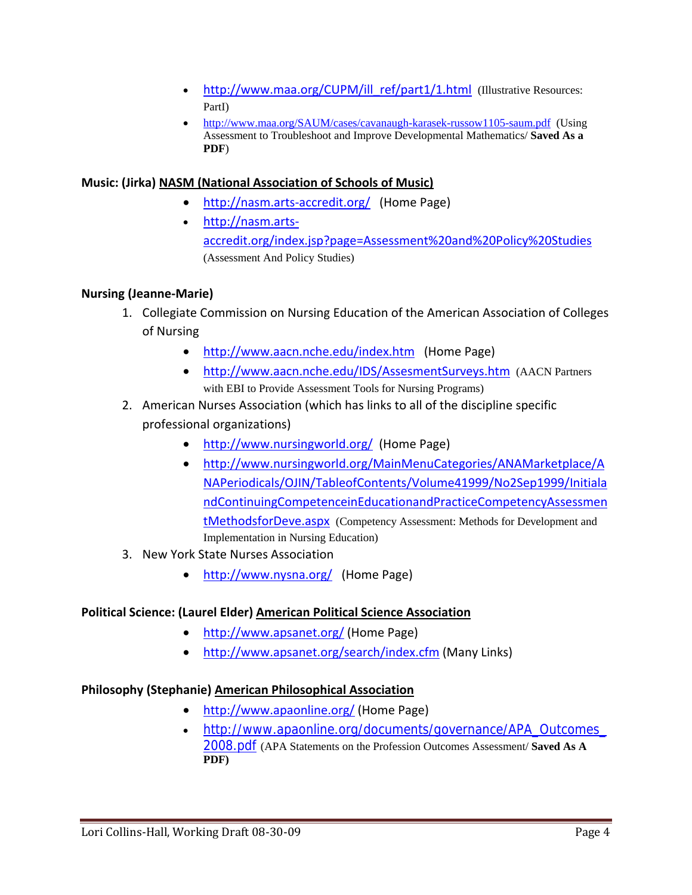- http://www.maa.org/CUPM/ill_ref/part1/1.html (Illustrative Resources: PartI)
- http://www.maa.org/SAUM/cases/cavanaugh-karasek-russow1105-saum.pdf (Using Assessment to Troubleshoot and Improve Developmental Mathematics/ **Saved As a PDF**)

**Music: (Jirka) NASM (National Association of Schools of Music)**

- http://nasm.arts-accredit.org/ (Home Page)
- http://nasm.arts-accredit.org/index.jsp?page=Assessment%20and%20Policy%20Studies (Assessment And Policy Studies)

**Nursing (Jeanne-Marie)**

1. Collegiate Commission on Nursing Education of the American Association of Colleges of Nursing
    - http://www.aacn.nche.edu/index.htm (Home Page)
    - http://www.aacn.nche.edu/IDS/AssesmentSurveys.htm (AACN Partners with EBI to Provide Assessment Tools for Nursing Programs)
2. American Nurses Association (which has links to all of the discipline specific professional organizations)
    - http://www.nursingworld.org/ (Home Page)
    - http://www.nursingworld.org/MainMenuCategories/ANAMarketplace/ANAPeriodicals/OJIN/TableofContents/Volume41999/No2Sep1999/InitialandContinuingCompetenceinEducationandPracticeCompetencyAssessmentMethodsforDeve.aspx (Competency Assessment: Methods for Development and Implementation in Nursing Education)
3. New York State Nurses Association
    - http://www.nysna.org/ (Home Page)

**Political Science: (Laurel Elder) American Political Science Association**

- http://www.apsanet.org/ (Home Page)
- http://www.apsanet.org/search/index.cfm (Many Links)

**Philosophy (Stephanie) American Philosophical Association**

- http://www.apaonline.org/ (Home Page)
- http://www.apaonline.org/documents/governance/APA_Outcomes_2008.pdf (APA Statements on the Profession Outcomes Assessment/ **Saved As A PDF)**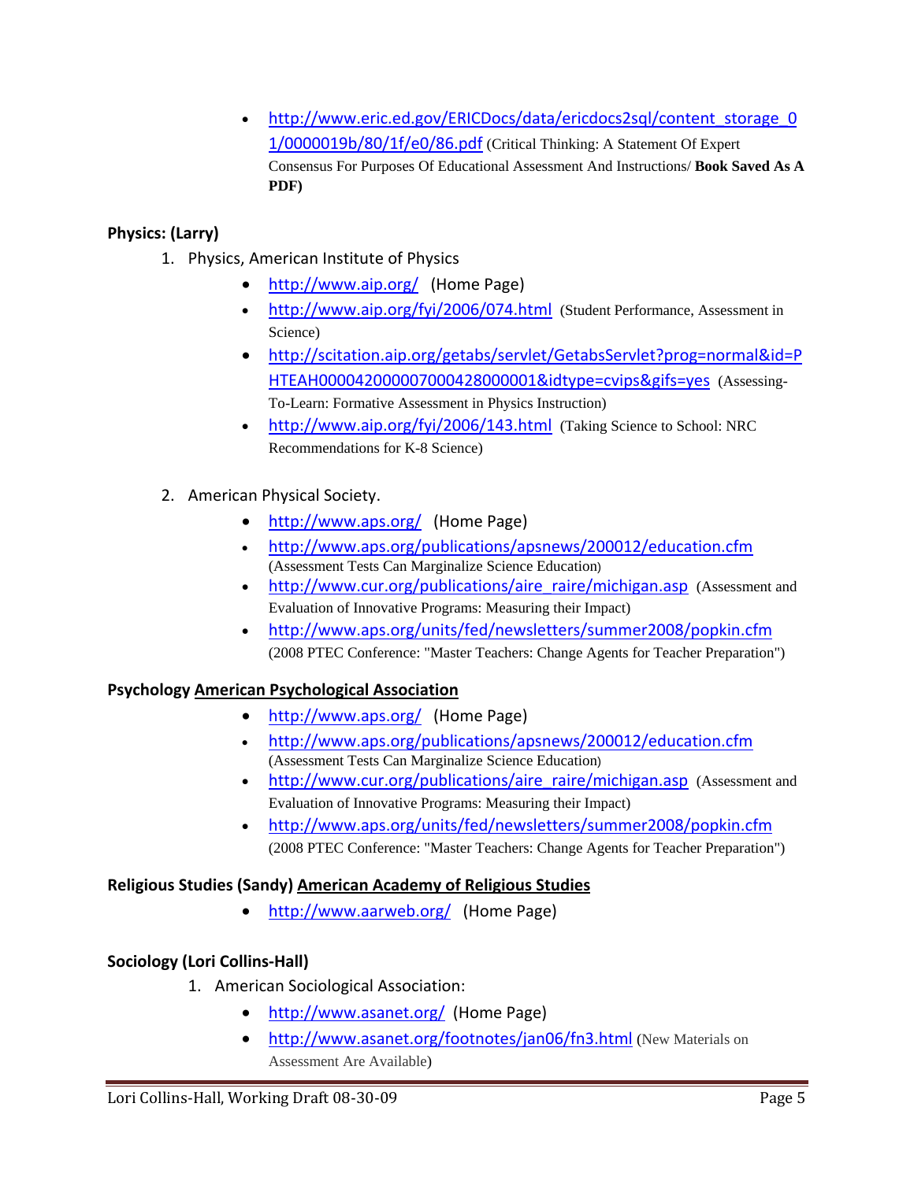- http://www.eric.ed.gov/ERICDocs/data/ericdocs2sql/content_storage_01/0000019b/80/1f/e0/86.pdf (Critical Thinking: A Statement Of Expert Consensus For Purposes Of Educational Assessment And Instructions/ **Book Saved As A PDF)**

**Physics: (Larry)**

1. Physics, American Institute of Physics
   - http://www.aip.org/ (Home Page)
   - http://www.aip.org/fyi/2006/074.html (Student Performance, Assessment in Science)
   - http://scitation.aip.org/getabs/servlet/GetabsServlet?prog=normal&id=PHTEAH000042000007000428000001&idtype=cvips&gifs=yes (Assessing-To-Learn: Formative Assessment in Physics Instruction)
   - http://www.aip.org/fyi/2006/143.html (Taking Science to School: NRC Recommendations for K-8 Science)

2. American Physical Society.
   - http://www.aps.org/ (Home Page)
   - http://www.aps.org/publications/apsnews/200012/education.cfm (Assessment Tests Can Marginalize Science Education)
   - http://www.cur.org/publications/aire_raire/michigan.asp (Assessment and Evaluation of Innovative Programs: Measuring their Impact)
   - http://www.aps.org/units/fed/newsletters/summer2008/popkin.cfm (2008 PTEC Conference: "Master Teachers: Change Agents for Teacher Preparation")

**Psychology <u>American Psychological Association</u>**

- http://www.aps.org/ (Home Page)
- http://www.aps.org/publications/apsnews/200012/education.cfm (Assessment Tests Can Marginalize Science Education)
- http://www.cur.org/publications/aire_raire/michigan.asp (Assessment and Evaluation of Innovative Programs: Measuring their Impact)
- http://www.aps.org/units/fed/newsletters/summer2008/popkin.cfm (2008 PTEC Conference: "Master Teachers: Change Agents for Teacher Preparation")

**Religious Studies (Sandy) <u>American Academy of Religious Studies</u>**

- http://www.aarweb.org/ (Home Page)

**Sociology (Lori Collins-Hall)**

1. American Sociological Association:
   - http://www.asanet.org/ (Home Page)
   - http://www.asanet.org/footnotes/jan06/fn3.html (New Materials on Assessment Are Available)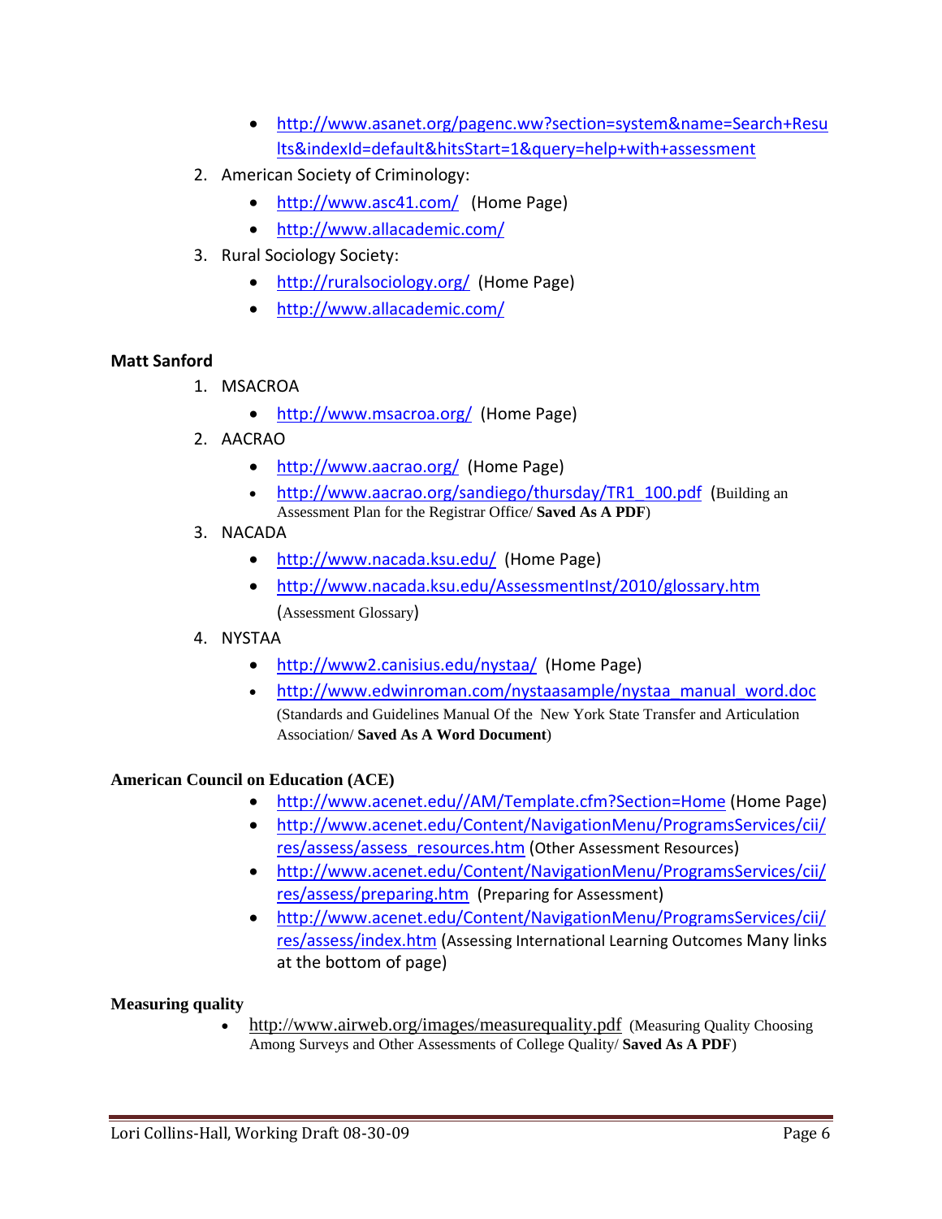- http://www.asanet.org/pagenc.ww?section=system&name=Search+Results&indexId=default&hitsStart=1&query=help+with+assessment

2. American Society of Criminology:
   - http://www.asc41.com/ (Home Page)
   - http://www.allacademic.com/
3. Rural Sociology Society:
   - http://ruralsociology.org/ (Home Page)
   - http://www.allacademic.com/

**Matt Sanford**

1. MSACROA
   - http://www.msacroa.org/ (Home Page)
2. AACRAO
   - http://www.aacrao.org/ (Home Page)
   - http://www.aacrao.org/sandiego/thursday/TR1_100.pdf (Building an Assessment Plan for the Registrar Office/ **Saved As A PDF**)
3. NACADA
   - http://www.nacada.ksu.edu/ (Home Page)
   - http://www.nacada.ksu.edu/AssessmentInst/2010/glossary.htm (Assessment Glossary)
4. NYSTAA
   - http://www2.canisius.edu/nystaa/ (Home Page)
   - http://www.edwinroman.com/nystaasample/nystaa_manual_word.doc (Standards and Guidelines Manual Of the New York State Transfer and Articulation Association/ **Saved As A Word Document**)

**American Council on Education (ACE)**

- http://www.acenet.edu//AM/Template.cfm?Section=Home (Home Page)
- http://www.acenet.edu/Content/NavigationMenu/ProgramsServices/cii/res/assess/assess_resources.htm (Other Assessment Resources)
- http://www.acenet.edu/Content/NavigationMenu/ProgramsServices/cii/res/assess/preparing.htm (Preparing for Assessment)
- http://www.acenet.edu/Content/NavigationMenu/ProgramsServices/cii/res/assess/index.htm (Assessing International Learning Outcomes Many links at the bottom of page)

**Measuring quality**

- http://www.airweb.org/images/measurequality.pdf (Measuring Quality Choosing Among Surveys and Other Assessments of College Quality/ **Saved As A PDF**)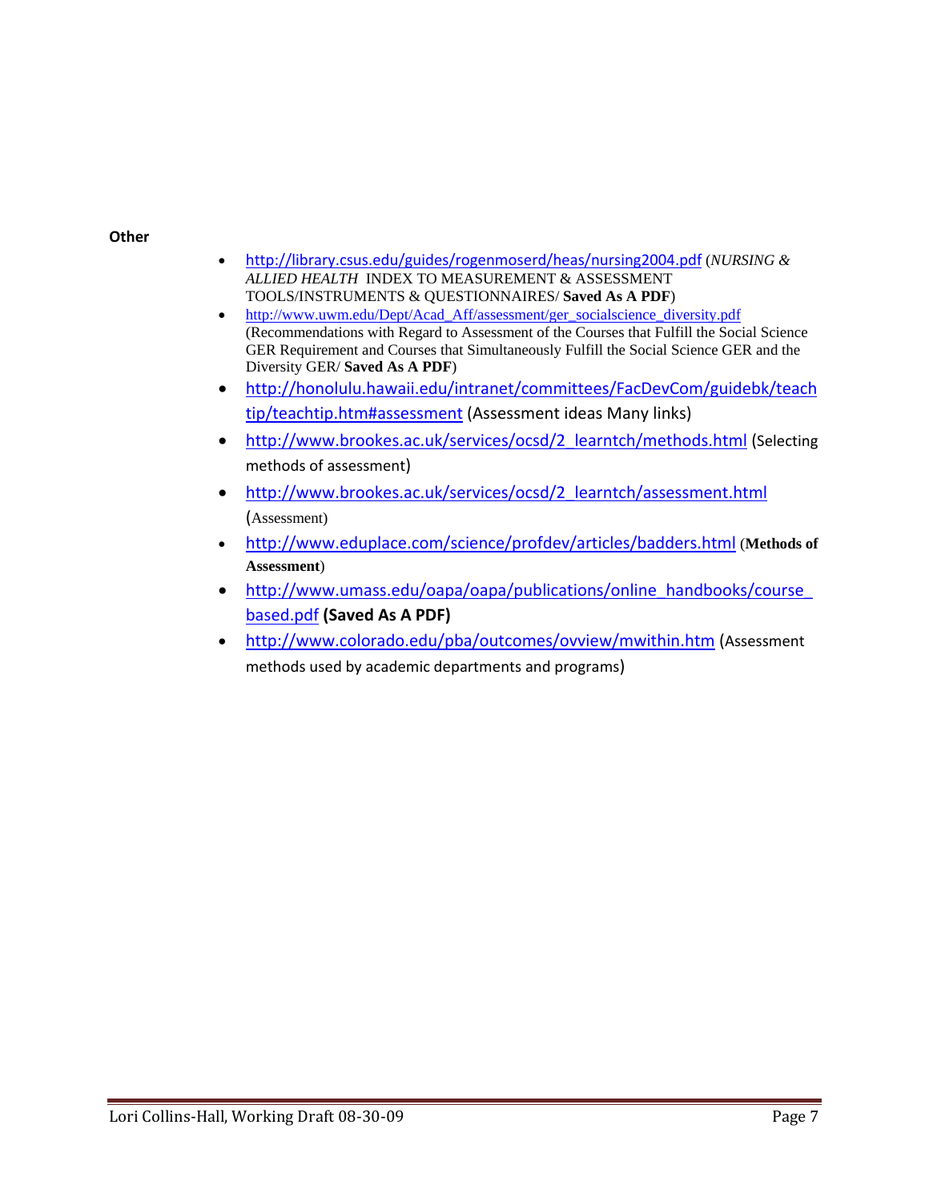**Other**

- http://library.csus.edu/guides/rogenmoserd/heas/nursing2004.pdf (*NURSING & ALLIED HEALTH* INDEX TO MEASUREMENT & ASSESSMENT TOOLS/INSTRUMENTS & QUESTIONNAIRES/ **Saved As A PDF**)
- http://www.uwm.edu/Dept/Acad_Aff/assessment/ger_socialscience_diversity.pdf (Recommendations with Regard to Assessment of the Courses that Fulfill the Social Science GER Requirement and Courses that Simultaneously Fulfill the Social Science GER and the Diversity GER/ **Saved As A PDF**)
- http://honolulu.hawaii.edu/intranet/committees/FacDevCom/guidebk/teachtip/teachtip.htm#assessment (Assessment ideas Many links)
- http://www.brookes.ac.uk/services/ocsd/2_learntch/methods.html (Selecting methods of assessment)
- http://www.brookes.ac.uk/services/ocsd/2_learntch/assessment.html (Assessment)
- http://www.eduplace.com/science/profdev/articles/badders.html (**Methods of Assessment**)
- http://www.umass.edu/oapa/oapa/publications/online_handbooks/course_based.pdf **(Saved As A PDF)**
- http://www.colorado.edu/pba/outcomes/ovview/mwithin.htm (Assessment methods used by academic departments and programs)